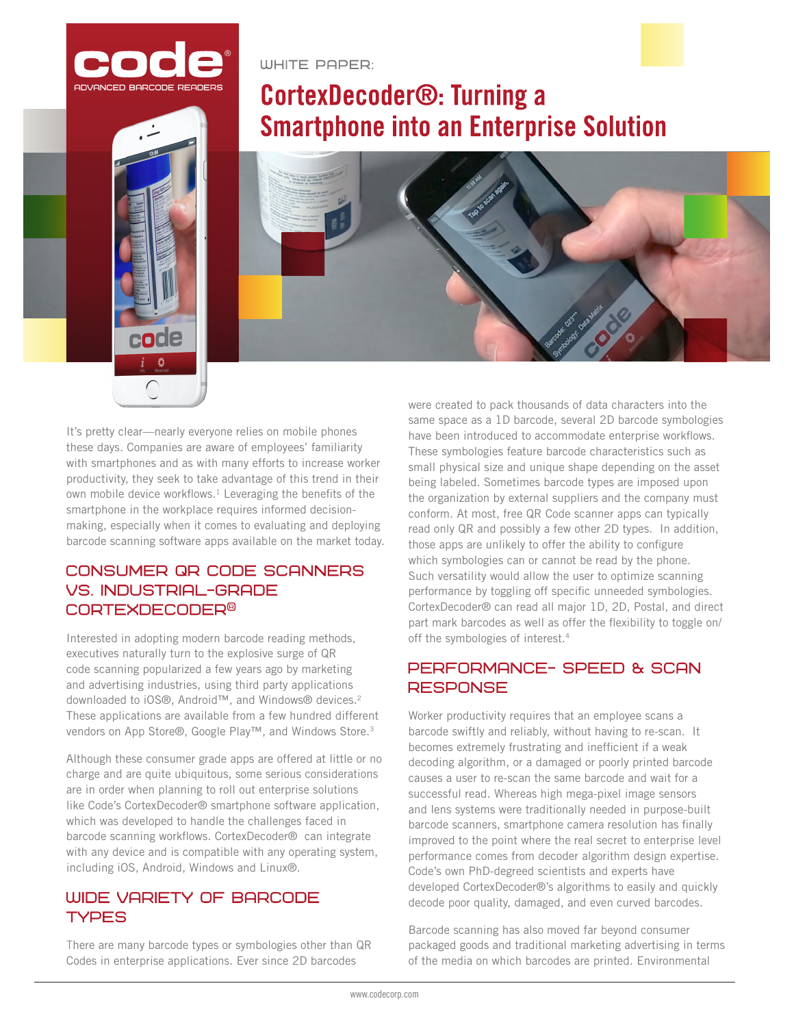WHITE PAPER:

# CortexDecoder®: Turning a Smartphone into an Enterprise Solution

It's pretty clear—nearly everyone relies on mobile phones these days. Companies are aware of employees' familiarity with smartphones and as with many efforts to increase worker productivity, they seek to take advantage of this trend in their own mobile device workflows.[1] Leveraging the benefits of the smartphone in the workplace requires informed decision-making, especially when it comes to evaluating and deploying barcode scanning software apps available on the market today.

## CONSUMER QR CODE SCANNERS VS. INDUSTRIAL-GRADE CORTEXDECODER®

Interested in adopting modern barcode reading methods, executives naturally turn to the explosive surge of QR code scanning popularized a few years ago by marketing and advertising industries, using third party applications downloaded to iOS®, Android™, and Windows® devices.[2] These applications are available from a few hundred different vendors on App Store®, Google Play™, and Windows Store.[3]

Although these consumer grade apps are offered at little or no charge and are quite ubiquitous, some serious considerations are in order when planning to roll out enterprise solutions like Code's CortexDecoder® smartphone software application, which was developed to handle the challenges faced in barcode scanning workflows. CortexDecoder® can integrate with any device and is compatible with any operating system, including iOS, Android, Windows and Linux®.

## WIDE VARIETY OF BARCODE TYPES

There are many barcode types or symbologies other than QR Codes in enterprise applications. Ever since 2D barcodes were created to pack thousands of data characters into the same space as a 1D barcode, several 2D barcode symbologies have been introduced to accommodate enterprise workflows. These symbologies feature barcode characteristics such as small physical size and unique shape depending on the asset being labeled. Sometimes barcode types are imposed upon the organization by external suppliers and the company must conform. At most, free QR Code scanner apps can typically read only QR and possibly a few other 2D types. In addition, those apps are unlikely to offer the ability to configure which symbologies can or cannot be read by the phone. Such versatility would allow the user to optimize scanning performance by toggling off specific unneeded symbologies. CortexDecoder® can read all major 1D, 2D, Postal, and direct part mark barcodes as well as offer the flexibility to toggle on/off the symbologies of interest.[4]

## PERFORMANCE- SPEED & SCAN RESPONSE

Worker productivity requires that an employee scans a barcode swiftly and reliably, without having to re-scan. It becomes extremely frustrating and inefficient if a weak decoding algorithm, or a damaged or poorly printed barcode causes a user to re-scan the same barcode and wait for a successful read. Whereas high mega-pixel image sensors and lens systems were traditionally needed in purpose-built barcode scanners, smartphone camera resolution has finally improved to the point where the real secret to enterprise level performance comes from decoder algorithm design expertise. Code's own PhD-degreed scientists and experts have developed CortexDecoder®'s algorithms to easily and quickly decode poor quality, damaged, and even curved barcodes.

Barcode scanning has also moved far beyond consumer packaged goods and traditional marketing advertising in terms of the media on which barcodes are printed. Environmental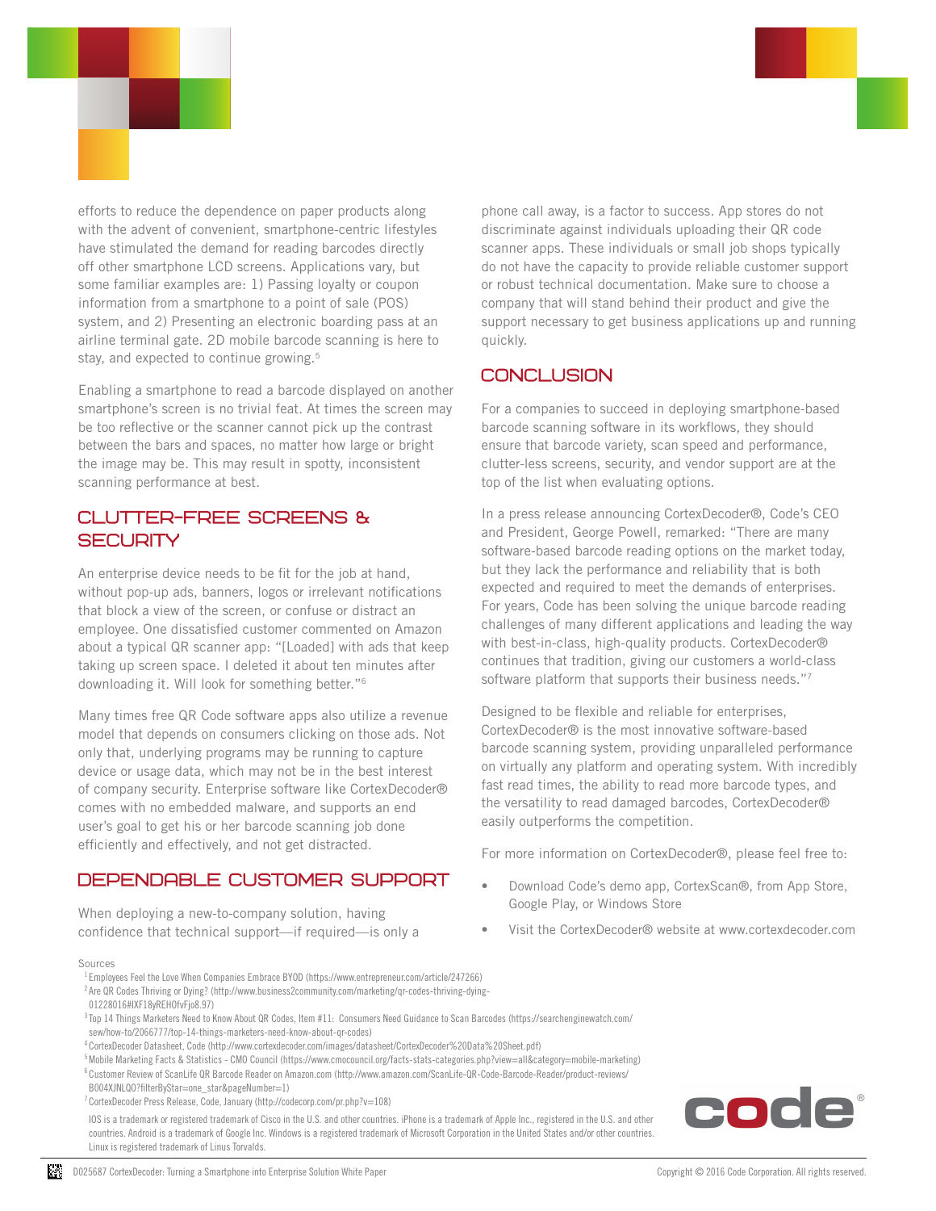efforts to reduce the dependence on paper products along with the advent of convenient, smartphone-centric lifestyles have stimulated the demand for reading barcodes directly off other smartphone LCD screens. Applications vary, but some familiar examples are: 1) Passing loyalty or coupon information from a smartphone to a point of sale (POS) system, and 2) Presenting an electronic boarding pass at an airline terminal gate. 2D mobile barcode scanning is here to stay, and expected to continue growing.[5]

Enabling a smartphone to read a barcode displayed on another smartphone's screen is no trivial feat. At times the screen may be too reflective or the scanner cannot pick up the contrast between the bars and spaces, no matter how large or bright the image may be. This may result in spotty, inconsistent scanning performance at best.

## CLUTTER-FREE SCREENS & SECURITY

An enterprise device needs to be fit for the job at hand, without pop-up ads, banners, logos or irrelevant notifications that block a view of the screen, or confuse or distract an employee. One dissatisfied customer commented on Amazon about a typical QR scanner app: "[Loaded] with ads that keep taking up screen space. I deleted it about ten minutes after downloading it. Will look for something better."[6]

Many times free QR Code software apps also utilize a revenue model that depends on consumers clicking on those ads. Not only that, underlying programs may be running to capture device or usage data, which may not be in the best interest of company security. Enterprise software like CortexDecoder® comes with no embedded malware, and supports an end user's goal to get his or her barcode scanning job done efficiently and effectively, and not get distracted.

## DEPENDABLE CUSTOMER SUPPORT

When deploying a new-to-company solution, having confidence that technical support—if required—is only a phone call away, is a factor to success. App stores do not discriminate against individuals uploading their QR code scanner apps. These individuals or small job shops typically do not have the capacity to provide reliable customer support or robust technical documentation. Make sure to choose a company that will stand behind their product and give the support necessary to get business applications up and running quickly.

## CONCLUSION

For a companies to succeed in deploying smartphone-based barcode scanning software in its workflows, they should ensure that barcode variety, scan speed and performance, clutter-less screens, security, and vendor support are at the top of the list when evaluating options.

In a press release announcing CortexDecoder®, Code's CEO and President, George Powell, remarked: "There are many software-based barcode reading options on the market today, but they lack the performance and reliability that is both expected and required to meet the demands of enterprises. For years, Code has been solving the unique barcode reading challenges of many different applications and leading the way with best-in-class, high-quality products. CortexDecoder® continues that tradition, giving our customers a world-class software platform that supports their business needs."[7]

Designed to be flexible and reliable for enterprises, CortexDecoder® is the most innovative software-based barcode scanning system, providing unparalleled performance on virtually any platform and operating system. With incredibly fast read times, the ability to read more barcode types, and the versatility to read damaged barcodes, CortexDecoder® easily outperforms the competition.

For more information on CortexDecoder®, please feel free to:

- Download Code's demo app, CortexScan®, from App Store, Google Play, or Windows Store
- Visit the CortexDecoder® website at www.cortexdecoder.com

Sources

[1] Employees Feel the Love When Companies Embrace BYOD (https://www.entrepreneur.com/article/247266)
[2] Are QR Codes Thriving or Dying? (http://www.business2community.com/marketing/qr-codes-thriving-dying-01228016#IXF18yREHOfvFjo8.97)
[3] Top 14 Things Marketers Need to Know About QR Codes, Item #11: Consumers Need Guidance to Scan Barcodes (https://searchenginewatch.com/sew/how-to/2066777/top-14-things-marketers-need-know-about-qr-codes)
[4] CortexDecoder Datasheet, Code (http://www.cortexdecoder.com/images/datasheet/CortexDecoder%20Data%20Sheet.pdf)
[5] Mobile Marketing Facts & Statistics - CMO Council (https://www.cmocouncil.org/facts-stats-categories.php?view=all&category=mobile-marketing)
[6] Customer Review of ScanLife QR Barcode Reader on Amazon.com (http://www.amazon.com/ScanLife-QR-Code-Barcode-Reader/product-reviews/B004XJNLQO?filterByStar=one_star&pageNumber=1)
[7] CortexDecoder Press Release, Code, January (http://codecorp.com/pr.php?v=108)

IOS is a trademark or registered trademark of Cisco in the U.S. and other countries. iPhone is a trademark of Apple Inc., registered in the U.S. and other countries. Android is a trademark of Google Inc. Windows is a trademark of Microsoft Corporation in the United States and/or other countries. Linux is registered trademark of Linus Torvalds.

code®

D025687 CortexDecoder: Turning a Smartphone into Enterprise Solution White Paper

Copyright © 2016 Code Corporation. All rights reserved.